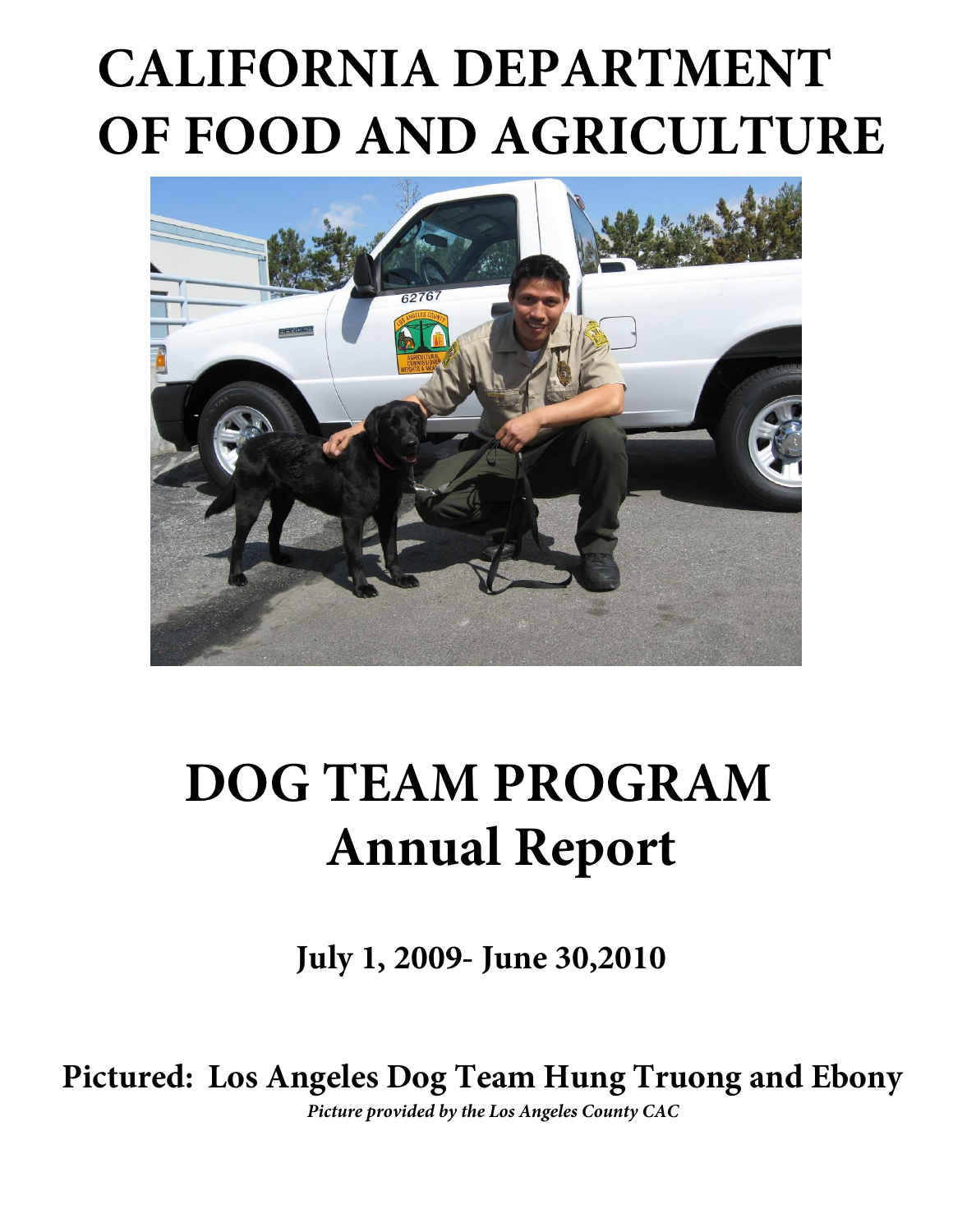# CALIFORNIA DEPARTMENT OF FOOD AND AGRICULTURE

# DOG TEAM PROGRAM Annual Report

## July 1, 2009- June 30,2010

**Pictured: Los Angeles Dog Team Hung Truong and Ebony**

*Picture provided by the Los Angeles County CAC*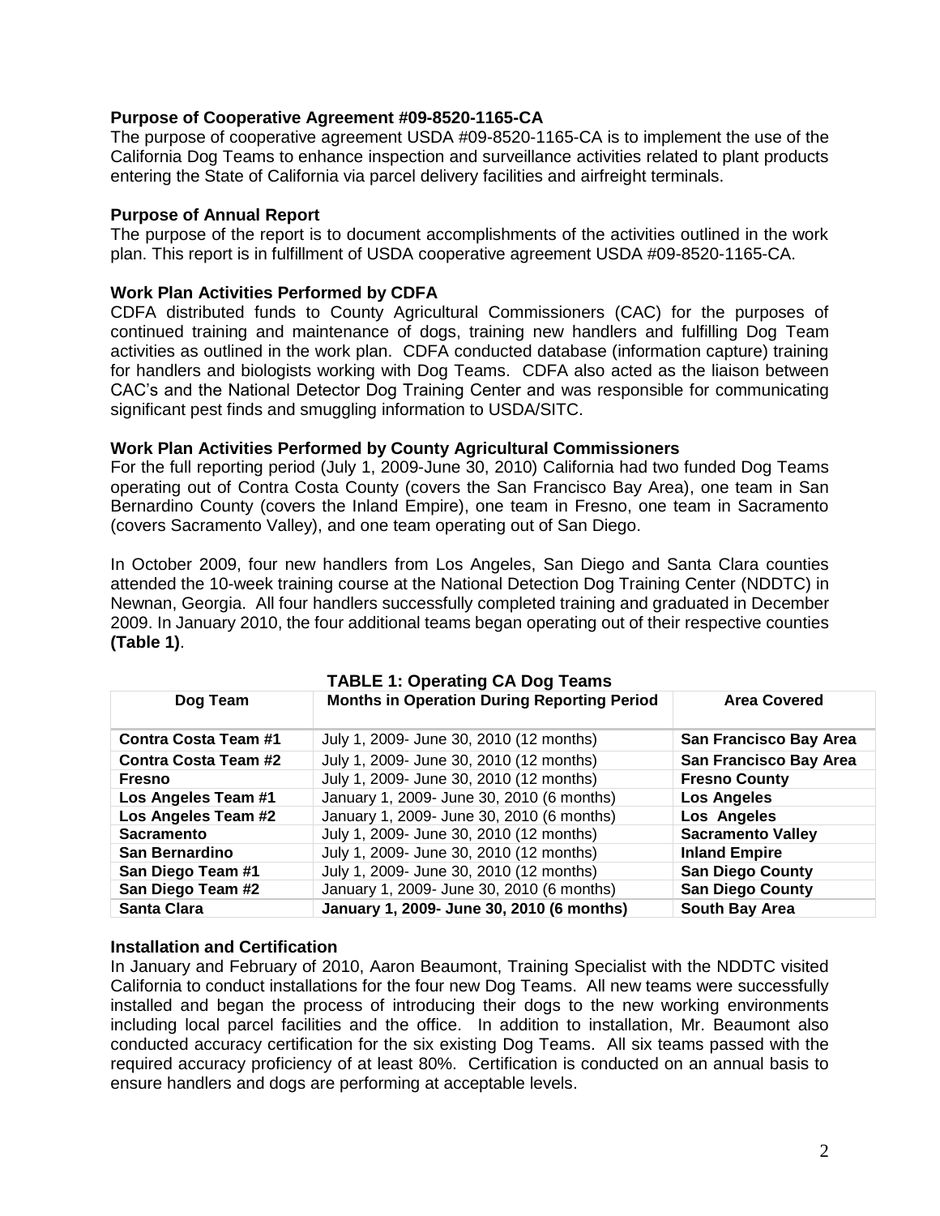### Purpose of Cooperative Agreement #09-8520-1165-CA

The purpose of cooperative agreement USDA #09-8520-1165-CA is to implement the use of the California Dog Teams to enhance inspection and surveillance activities related to plant products entering the State of California via parcel delivery facilities and airfreight terminals.

### Purpose of Annual Report

The purpose of the report is to document accomplishments of the activities outlined in the work plan. This report is in fulfillment of USDA cooperative agreement USDA #09-8520-1165-CA.

### Work Plan Activities Performed by CDFA

CDFA distributed funds to County Agricultural Commissioners (CAC) for the purposes of continued training and maintenance of dogs, training new handlers and fulfilling Dog Team activities as outlined in the work plan. CDFA conducted database (information capture) training for handlers and biologists working with Dog Teams. CDFA also acted as the liaison between CAC's and the National Detector Dog Training Center and was responsible for communicating significant pest finds and smuggling information to USDA/SITC.

### Work Plan Activities Performed by County Agricultural Commissioners

For the full reporting period (July 1, 2009-June 30, 2010) California had two funded Dog Teams operating out of Contra Costa County (covers the San Francisco Bay Area), one team in San Bernardino County (covers the Inland Empire), one team in Fresno, one team in Sacramento (covers Sacramento Valley), and one team operating out of San Diego.

In October 2009, four new handlers from Los Angeles, San Diego and Santa Clara counties attended the 10-week training course at the National Detection Dog Training Center (NDDTC) in Newnan, Georgia. All four handlers successfully completed training and graduated in December 2009. In January 2010, the four additional teams began operating out of their respective counties **(Table 1)**.

**TABLE 1: Operating CA Dog Teams**

| Dog Team | Months in Operation During Reporting Period | Area Covered |
|---|---|---|
| **Contra Costa Team #1** | July 1, 2009- June 30, 2010 (12 months) | **San Francisco Bay Area** |
| **Contra Costa Team #2** | July 1, 2009- June 30, 2010 (12 months) | **San Francisco Bay Area** |
| **Fresno** | July 1, 2009- June 30, 2010 (12 months) | **Fresno County** |
| **Los Angeles Team #1** | January 1, 2009- June 30, 2010 (6 months) | **Los Angeles** |
| **Los Angeles Team #2** | January 1, 2009- June 30, 2010 (6 months) | **Los Angeles** |
| **Sacramento** | July 1, 2009- June 30, 2010 (12 months) | **Sacramento Valley** |
| **San Bernardino** | July 1, 2009- June 30, 2010 (12 months) | **Inland Empire** |
| **San Diego Team #1** | July 1, 2009- June 30, 2010 (12 months) | **San Diego County** |
| **San Diego Team #2** | January 1, 2009- June 30, 2010 (6 months) | **San Diego County** |
| **Santa Clara** | **January 1, 2009- June 30, 2010 (6 months)** | **South Bay Area** |

### Installation and Certification

In January and February of 2010, Aaron Beaumont, Training Specialist with the NDDTC visited California to conduct installations for the four new Dog Teams. All new teams were successfully installed and began the process of introducing their dogs to the new working environments including local parcel facilities and the office. In addition to installation, Mr. Beaumont also conducted accuracy certification for the six existing Dog Teams. All six teams passed with the required accuracy proficiency of at least 80%. Certification is conducted on an annual basis to ensure handlers and dogs are performing at acceptable levels.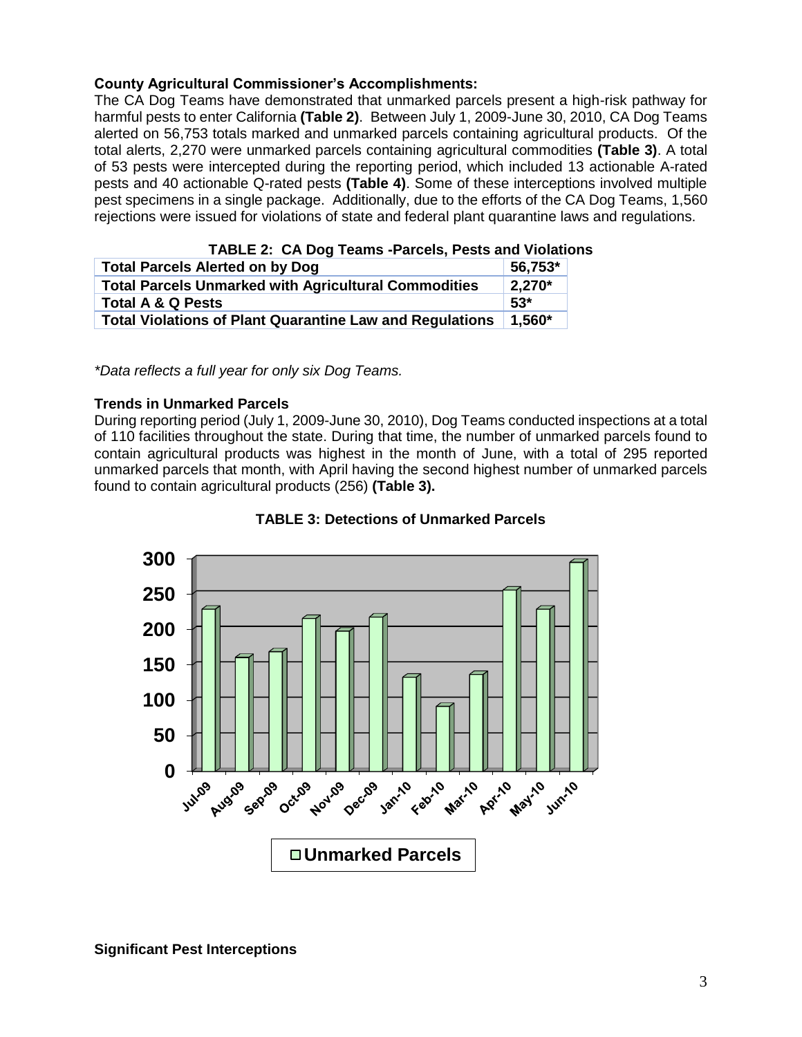**County Agricultural Commissioner's Accomplishments:**

The CA Dog Teams have demonstrated that unmarked parcels present a high-risk pathway for harmful pests to enter California **(Table 2)**. Between July 1, 2009-June 30, 2010, CA Dog Teams alerted on 56,753 totals marked and unmarked parcels containing agricultural products. Of the total alerts, 2,270 were unmarked parcels containing agricultural commodities **(Table 3)**. A total of 53 pests were intercepted during the reporting period, which included 13 actionable A-rated pests and 40 actionable Q-rated pests **(Table 4)**. Some of these interceptions involved multiple pest specimens in a single package. Additionally, due to the efforts of the CA Dog Teams, 1,560 rejections were issued for violations of state and federal plant quarantine laws and regulations.

**TABLE 2: CA Dog Teams -Parcels, Pests and Violations**

| | |
|---|---|
| **Total Parcels Alerted on by Dog** | **56,753*** |
| **Total Parcels Unmarked with Agricultural Commodities** | **2,270*** |
| **Total A & Q Pests** | **53*** |
| **Total Violations of Plant Quarantine Law and Regulations** | **1,560*** |

*\*Data reflects a full year for only six Dog Teams.*

**Trends in Unmarked Parcels**

During reporting period (July 1, 2009-June 30, 2010), Dog Teams conducted inspections at a total of 110 facilities throughout the state. During that time, the number of unmarked parcels found to contain agricultural products was highest in the month of June, with a total of 295 reported unmarked parcels that month, with April having the second highest number of unmarked parcels found to contain agricultural products (256) **(Table 3).**

**TABLE 3: Detections of Unmarked Parcels**

**Significant Pest Interceptions**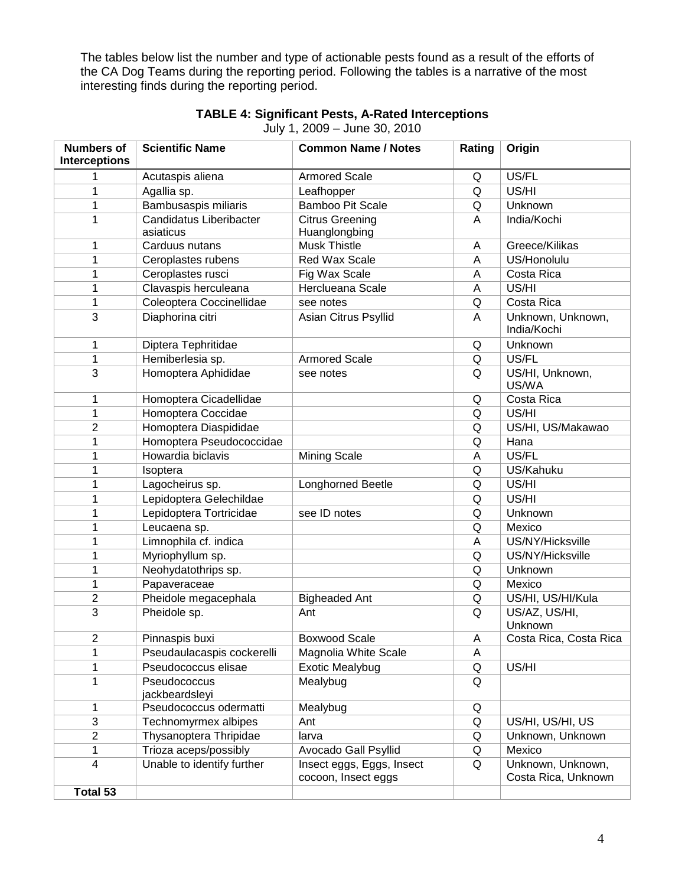The tables below list the number and type of actionable pests found as a result of the efforts of the CA Dog Teams during the reporting period. Following the tables is a narrative of the most interesting finds during the reporting period.

**TABLE 4: Significant Pests, A-Rated Interceptions**
July 1, 2009 – June 30, 2010

| Numbers of Interceptions | Scientific Name | Common Name / Notes | Rating | Origin |
|---|---|---|---|---|
| 1 | Acutaspis aliena | Armored Scale | Q | US/FL |
| 1 | Agallia sp. | Leafhopper | Q | US/HI |
| 1 | Bambusaspis miliaris | Bamboo Pit Scale | Q | Unknown |
| 1 | Candidatus Liberibacter asiaticus | Citrus Greening Huanglongbing | A | India/Kochi |
| 1 | Carduus nutans | Musk Thistle | A | Greece/Kilikas |
| 1 | Ceroplastes rubens | Red Wax Scale | A | US/Honolulu |
| 1 | Ceroplastes rusci | Fig Wax Scale | A | Costa Rica |
| 1 | Clavaspis herculeana | Herclueana Scale | A | US/HI |
| 1 | Coleoptera Coccinellidae | see notes | Q | Costa Rica |
| 3 | Diaphorina citri | Asian Citrus Psyllid | A | Unknown, Unknown, India/Kochi |
| 1 | Diptera Tephritidae | | Q | Unknown |
| 1 | Hemiberlesia sp. | Armored Scale | Q | US/FL |
| 3 | Homoptera Aphididae | see notes | Q | US/HI, Unknown, US/WA |
| 1 | Homoptera Cicadellidae | | Q | Costa Rica |
| 1 | Homoptera Coccidae | | Q | US/HI |
| 2 | Homoptera Diaspididae | | Q | US/HI, US/Makawao |
| 1 | Homoptera Pseudococcidae | | Q | Hana |
| 1 | Howardia biclavis | Mining Scale | A | US/FL |
| 1 | Isoptera | | Q | US/Kahuku |
| 1 | Lagocheirus sp. | Longhorned Beetle | Q | US/HI |
| 1 | Lepidoptera Gelechildae | | Q | US/HI |
| 1 | Lepidoptera Tortricidae | see ID notes | Q | Unknown |
| 1 | Leucaena sp. | | Q | Mexico |
| 1 | Limnophila cf. indica | | A | US/NY/Hicksville |
| 1 | Myriophyllum sp. | | Q | US/NY/Hicksville |
| 1 | Neohydatothrips sp. | | Q | Unknown |
| 1 | Papaveraceae | | Q | Mexico |
| 2 | Pheidole megacephala | Bigheaded Ant | Q | US/HI, US/HI/Kula |
| 3 | Pheidole sp. | Ant | Q | US/AZ, US/HI, Unknown |
| 2 | Pinnaspis buxi | Boxwood Scale | A | Costa Rica, Costa Rica |
| 1 | Pseudaulacaspis cockerelli | Magnolia White Scale | A | |
| 1 | Pseudococcus elisae | Exotic Mealybug | Q | US/HI |
| 1 | Pseudococcus jackbeardsleyi | Mealybug | Q | |
| 1 | Pseudococcus odermatti | Mealybug | Q | |
| 3 | Technomyrmex albipes | Ant | Q | US/HI, US/HI, US |
| 2 | Thysanoptera Thripidae | larva | Q | Unknown, Unknown |
| 1 | Trioza aceps/possibly | Avocado Gall Psyllid | Q | Mexico |
| 4 | Unable to identify further | Insect eggs, Eggs, Insect cocoon, Insect eggs | Q | Unknown, Unknown, Costa Rica, Unknown |
| **Total 53** | | | | |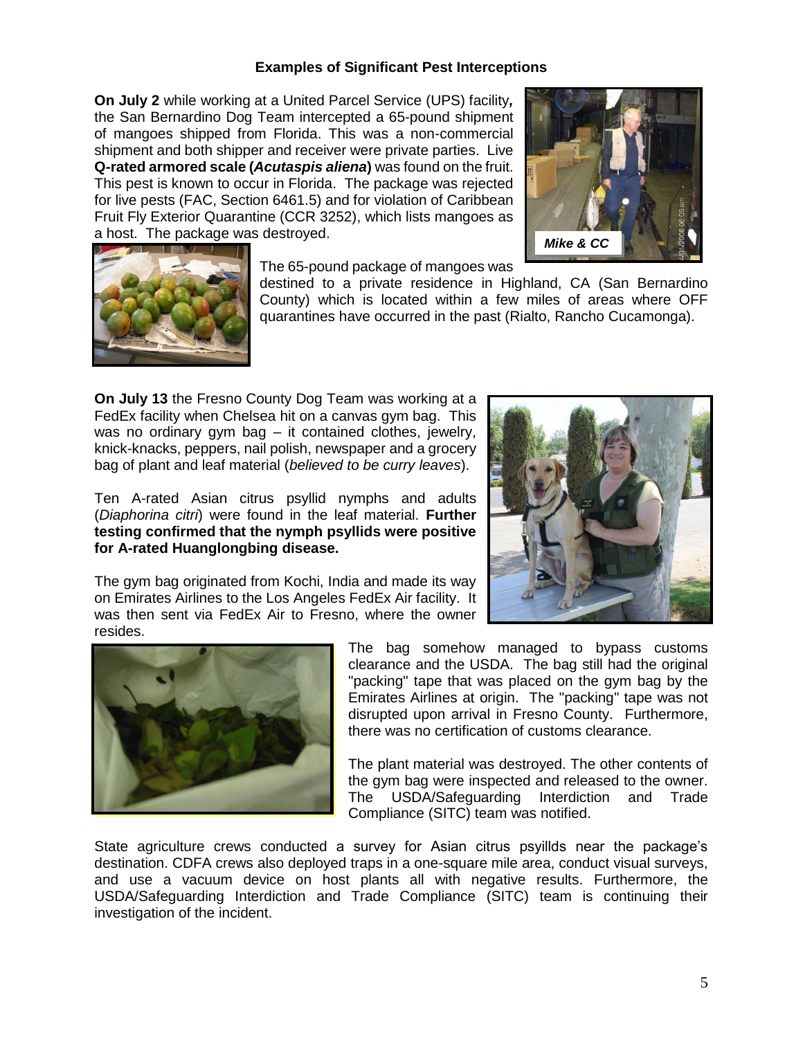### Examples of Significant Pest Interceptions

**On July 2** while working at a United Parcel Service (UPS) facility***,*** the San Bernardino Dog Team intercepted a 65-pound shipment of mangoes shipped from Florida. This was a non-commercial shipment and both shipper and receiver were private parties. Live **Q-rated armored scale (*Acutaspis aliena*)** was found on the fruit. This pest is known to occur in Florida. The package was rejected for live pests (FAC, Section 6461.5) and for violation of Caribbean Fruit Fly Exterior Quarantine (CCR 3252), which lists mangoes as a host. The package was destroyed.

***Mike & CC***

The 65-pound package of mangoes was destined to a private residence in Highland, CA (San Bernardino County) which is located within a few miles of areas where OFF quarantines have occurred in the past (Rialto, Rancho Cucamonga).

**On July 13** the Fresno County Dog Team was working at a FedEx facility when Chelsea hit on a canvas gym bag. This was no ordinary gym bag – it contained clothes, jewelry, knick-knacks, peppers, nail polish, newspaper and a grocery bag of plant and leaf material (*believed to be curry leaves*).

Ten A-rated Asian citrus psyllid nymphs and adults (*Diaphorina citri*) were found in the leaf material. **Further testing confirmed that the nymph psyllids were positive for A-rated Huanglongbing disease.**

The gym bag originated from Kochi, India and made its way on Emirates Airlines to the Los Angeles FedEx Air facility. It was then sent via FedEx Air to Fresno, where the owner resides.

The bag somehow managed to bypass customs clearance and the USDA. The bag still had the original "packing" tape that was placed on the gym bag by the Emirates Airlines at origin. The "packing" tape was not disrupted upon arrival in Fresno County. Furthermore, there was no certification of customs clearance.

The plant material was destroyed. The other contents of the gym bag were inspected and released to the owner. The USDA/Safeguarding Interdiction and Trade Compliance (SITC) team was notified.

State agriculture crews conducted a survey for Asian citrus psyillds near the package's destination. CDFA crews also deployed traps in a one-square mile area, conduct visual surveys, and use a vacuum device on host plants all with negative results. Furthermore, the USDA/Safeguarding Interdiction and Trade Compliance (SITC) team is continuing their investigation of the incident.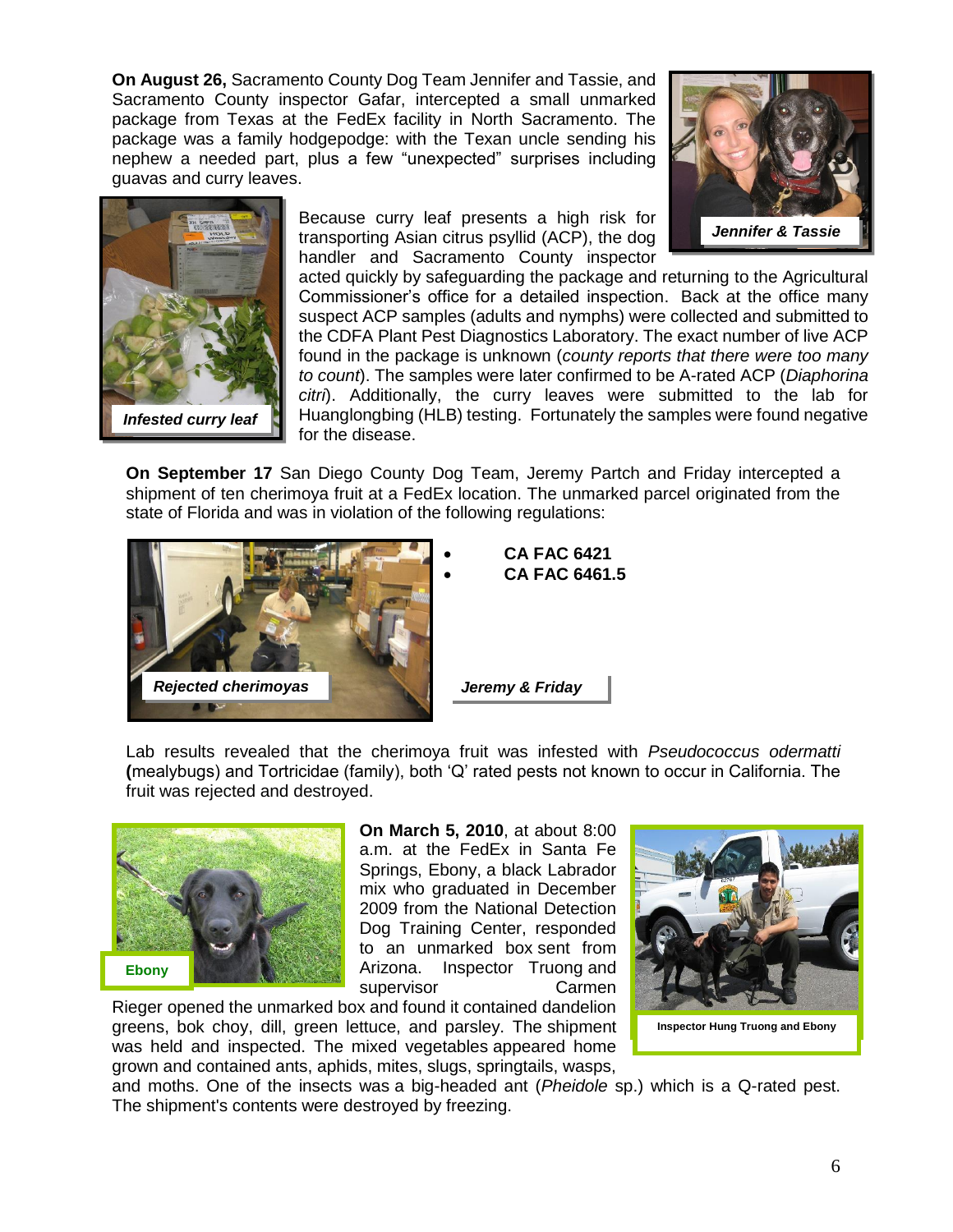**On August 26,** Sacramento County Dog Team Jennifer and Tassie, and Sacramento County inspector Gafar, intercepted a small unmarked package from Texas at the FedEx facility in North Sacramento. The package was a family hodgepodge: with the Texan uncle sending his nephew a needed part, plus a few "unexpected" surprises including guavas and curry leaves.

*Jennifer & Tassie*

*Infested curry leaf*

Because curry leaf presents a high risk for transporting Asian citrus psyllid (ACP), the dog handler and Sacramento County inspector acted quickly by safeguarding the package and returning to the Agricultural Commissioner's office for a detailed inspection. Back at the office many suspect ACP samples (adults and nymphs) were collected and submitted to the CDFA Plant Pest Diagnostics Laboratory. The exact number of live ACP found in the package is unknown (*county reports that there were too many to count*). The samples were later confirmed to be A-rated ACP (*Diaphorina citri*). Additionally, the curry leaves were submitted to the lab for Huanglongbing (HLB) testing. Fortunately the samples were found negative for the disease.

**On September 17** San Diego County Dog Team, Jeremy Partch and Friday intercepted a shipment of ten cherimoya fruit at a FedEx location. The unmarked parcel originated from the state of Florida and was in violation of the following regulations:

- **CA FAC 6421**
- **CA FAC 6461.5**

*Rejected cherimoyas*

*Jeremy & Friday*

Lab results revealed that the cherimoya fruit was infested with *Pseudococcus odermatti* **(**mealybugs) and Tortricidae (family), both 'Q' rated pests not known to occur in California. The fruit was rejected and destroyed.

Ebony

**On March 5, 2010**, at about 8:00 a.m. at the FedEx in Santa Fe Springs, Ebony, a black Labrador mix who graduated in December 2009 from the National Detection Dog Training Center, responded to an unmarked box sent from Arizona. Inspector Truong and supervisor Carmen Rieger opened the unmarked box and found it contained dandelion greens, bok choy, dill, green lettuce, and parsley. The shipment was held and inspected. The mixed vegetables appeared home grown and contained ants, aphids, mites, slugs, springtails, wasps, and moths. One of the insects was a big-headed ant (*Pheidole* sp.) which is a Q-rated pest. The shipment's contents were destroyed by freezing.

Inspector Hung Truong and Ebony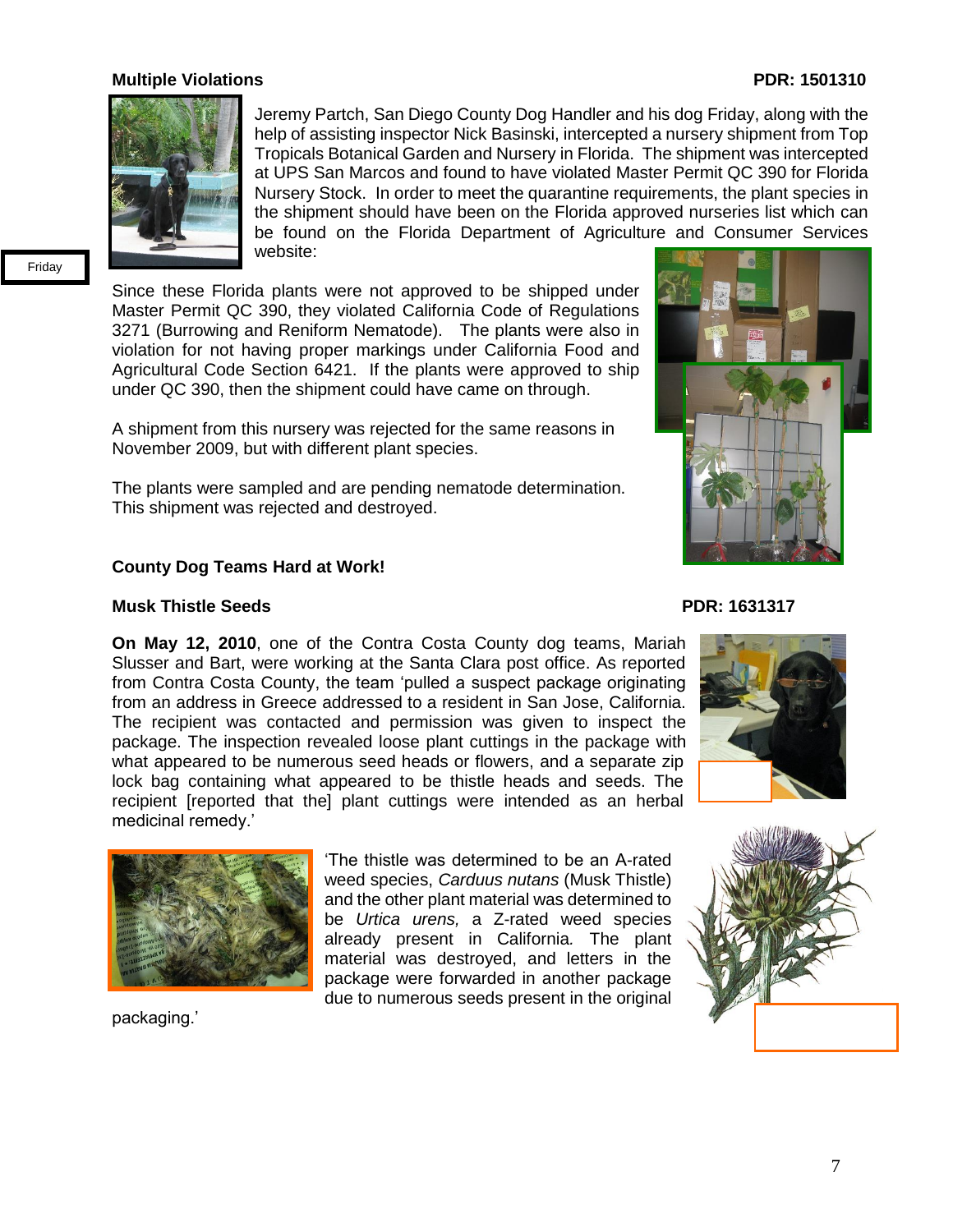**Multiple Violations** **PDR: 1501310**

Friday

Jeremy Partch, San Diego County Dog Handler and his dog Friday, along with the help of assisting inspector Nick Basinski, intercepted a nursery shipment from Top Tropicals Botanical Garden and Nursery in Florida. The shipment was intercepted at UPS San Marcos and found to have violated Master Permit QC 390 for Florida Nursery Stock. In order to meet the quarantine requirements, the plant species in the shipment should have been on the Florida approved nurseries list which can be found on the Florida Department of Agriculture and Consumer Services website:

Since these Florida plants were not approved to be shipped under Master Permit QC 390, they violated California Code of Regulations 3271 (Burrowing and Reniform Nematode). The plants were also in violation for not having proper markings under California Food and Agricultural Code Section 6421. If the plants were approved to ship under QC 390, then the shipment could have came on through.

A shipment from this nursery was rejected for the same reasons in November 2009, but with different plant species.

The plants were sampled and are pending nematode determination. This shipment was rejected and destroyed.

**County Dog Teams Hard at Work!**

**Musk Thistle Seeds** **PDR: 1631317**

**On May 12, 2010**, one of the Contra Costa County dog teams, Mariah Slusser and Bart, were working at the Santa Clara post office. As reported from Contra Costa County, the team 'pulled a suspect package originating from an address in Greece addressed to a resident in San Jose, California. The recipient was contacted and permission was given to inspect the package. The inspection revealed loose plant cuttings in the package with what appeared to be numerous seed heads or flowers, and a separate zip lock bag containing what appeared to be thistle heads and seeds. The recipient [reported that the] plant cuttings were intended as an herbal medicinal remedy.'

'The thistle was determined to be an A-rated weed species, *Carduus nutans* (Musk Thistle) and the other plant material was determined to be *Urtica urens,* a Z-rated weed species already present in California. The plant material was destroyed, and letters in the package were forwarded in another package due to numerous seeds present in the original packaging.'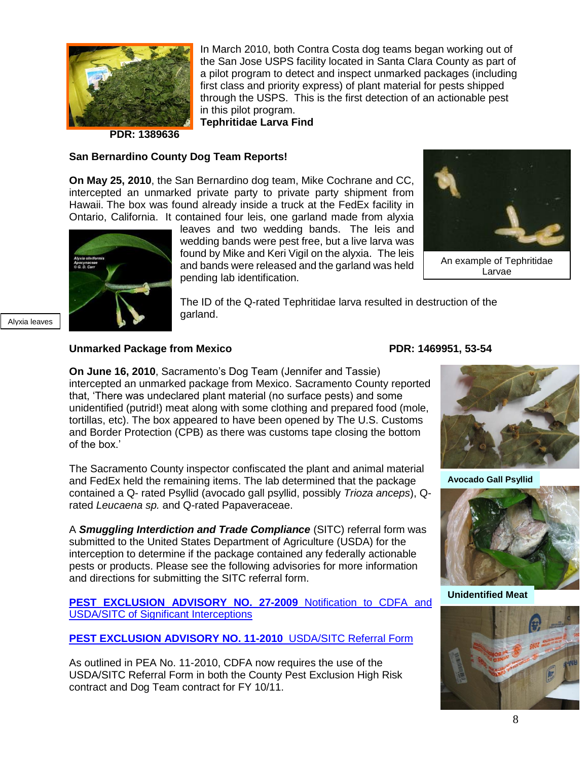In March 2010, both Contra Costa dog teams began working out of the San Jose USPS facility located in Santa Clara County as part of a pilot program to detect and inspect unmarked packages (including first class and priority express) of plant material for pests shipped through the USPS. This is the first detection of an actionable pest in this pilot program.

**Tephritidae Larva Find**

**PDR: 1389636**

### San Bernardino County Dog Team Reports!

**On May 25, 2010**, the San Bernardino dog team, Mike Cochrane and CC, intercepted an unmarked private party to private party shipment from Hawaii. The box was found already inside a truck at the FedEx facility in Ontario, California. It contained four leis, one garland made from alyxia leaves and two wedding bands. The leis and wedding bands were pest free, but a live larva was found by Mike and Keri Vigil on the alyxia. The leis and bands were released and the garland was held pending lab identification.

An example of Tephritidae Larvae

Alyxia leaves

The ID of the Q-rated Tephritidae larva resulted in destruction of the garland.

### Unmarked Package from Mexico

**PDR: 1469951, 53-54**

**On June 16, 2010**, Sacramento's Dog Team (Jennifer and Tassie) intercepted an unmarked package from Mexico. Sacramento County reported that, 'There was undeclared plant material (no surface pests) and some unidentified (putrid!) meat along with some clothing and prepared food (mole, tortillas, etc). The box appeared to have been opened by The U.S. Customs and Border Protection (CPB) as there was customs tape closing the bottom of the box.'

The Sacramento County inspector confiscated the plant and animal material and FedEx held the remaining items. The lab determined that the package contained a Q- rated Psyllid (avocado gall psyllid, possibly *Trioza anceps*), Q-rated *Leucaena sp.* and Q-rated Papaveraceae.

A ***Smuggling Interdiction and Trade Compliance*** (SITC) referral form was submitted to the United States Department of Agriculture (USDA) for the interception to determine if the package contained any federally actionable pests or products. Please see the following advisories for more information and directions for submitting the SITC referral form.

**Avocado Gall Psyllid**

**Unidentified Meat**

**PEST EXCLUSION ADVISORY NO. 27-2009** Notification to CDFA and USDA/SITC of Significant Interceptions

**PEST EXCLUSION ADVISORY NO. 11-2010** USDA/SITC Referral Form

As outlined in PEA No. 11-2010, CDFA now requires the use of the USDA/SITC Referral Form in both the County Pest Exclusion High Risk contract and Dog Team contract for FY 10/11.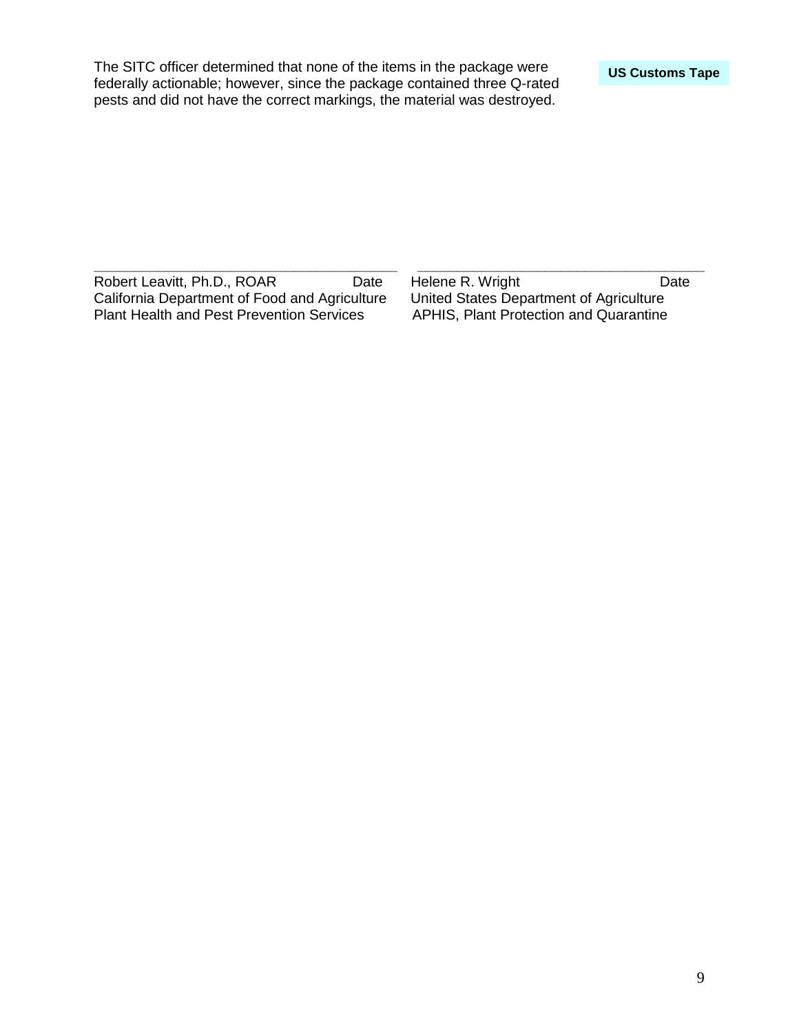The SITC officer determined that none of the items in the package were federally actionable; however, since the package contained three Q-rated pests and did not have the correct markings, the material was destroyed.

**US Customs Tape**

| | |
|---|---|
| ______________________________________ | ______________________________________ |
| Robert Leavitt, Ph.D., ROAR Date | Helene R. Wright Date |
| California Department of Food and Agriculture | United States Department of Agriculture |
| Plant Health and Pest Prevention Services | APHIS, Plant Protection and Quarantine |